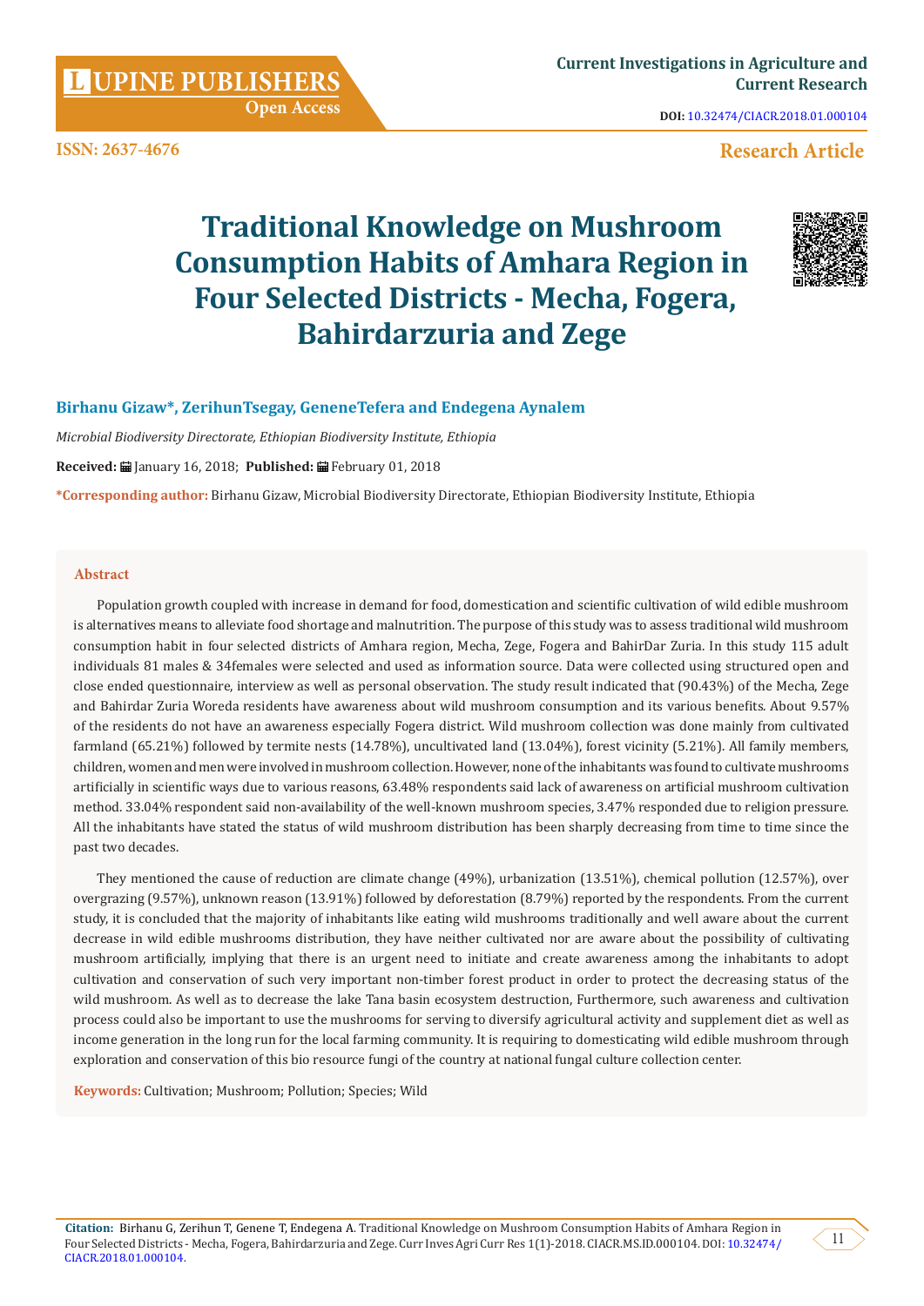**ISSN: 2637-4676**

**Research Article**

# Traditional Knowledge on Mushroom Consumption Habits of Amhara Region in Four Selected Districts - Mecha, Fogera, Bahirdarzuria and Zege

**Birhanu Gizaw*, ZerihunTsegay, GeneneTefera and Endegena Aynalem**

*Microbial Biodiversity Directorate, Ethiopian Biodiversity Institute, Ethiopia*

**Received:** January 16, 2018; **Published:** February 01, 2018

***Corresponding author:** Birhanu Gizaw, Microbial Biodiversity Directorate, Ethiopian Biodiversity Institute, Ethiopia

## Abstract

Population growth coupled with increase in demand for food, domestication and scientific cultivation of wild edible mushroom is alternatives means to alleviate food shortage and malnutrition. The purpose of this study was to assess traditional wild mushroom consumption habit in four selected districts of Amhara region, Mecha, Zege, Fogera and BahirDar Zuria. In this study 115 adult individuals 81 males & 34females were selected and used as information source. Data were collected using structured open and close ended questionnaire, interview as well as personal observation. The study result indicated that (90.43%) of the Mecha, Zege and Bahirdar Zuria Woreda residents have awareness about wild mushroom consumption and its various benefits. About 9.57% of the residents do not have an awareness especially Fogera district. Wild mushroom collection was done mainly from cultivated farmland (65.21%) followed by termite nests (14.78%), uncultivated land (13.04%), forest vicinity (5.21%). All family members, children, women and men were involved in mushroom collection. However, none of the inhabitants was found to cultivate mushrooms artificially in scientific ways due to various reasons, 63.48% respondents said lack of awareness on artificial mushroom cultivation method. 33.04% respondent said non-availability of the well-known mushroom species, 3.47% responded due to religion pressure. All the inhabitants have stated the status of wild mushroom distribution has been sharply decreasing from time to time since the past two decades.

They mentioned the cause of reduction are climate change (49%), urbanization (13.51%), chemical pollution (12.57%), over overgrazing (9.57%), unknown reason (13.91%) followed by deforestation (8.79%) reported by the respondents. From the current study, it is concluded that the majority of inhabitants like eating wild mushrooms traditionally and well aware about the current decrease in wild edible mushrooms distribution, they have neither cultivated nor are aware about the possibility of cultivating mushroom artificially, implying that there is an urgent need to initiate and create awareness among the inhabitants to adopt cultivation and conservation of such very important non-timber forest product in order to protect the decreasing status of the wild mushroom. As well as to decrease the lake Tana basin ecosystem destruction, Furthermore, such awareness and cultivation process could also be important to use the mushrooms for serving to diversify agricultural activity and supplement diet as well as income generation in the long run for the local farming community. It is requiring to domesticating wild edible mushroom through exploration and conservation of this bio resource fungi of the country at national fungal culture collection center.

**Keywords:** Cultivation; Mushroom; Pollution; Species; Wild

**Citation:** Birhanu G, Zerihun T, Genene T, Endegena A. Traditional Knowledge on Mushroom Consumption Habits of Amhara Region in Four Selected Districts - Mecha, Fogera, Bahirdarzuria and Zege. Curr Inves Agri Curr Res 1(1)-2018. CIACR.MS.ID.000104. DOI: 10.32474/CIACR.2018.01.000104.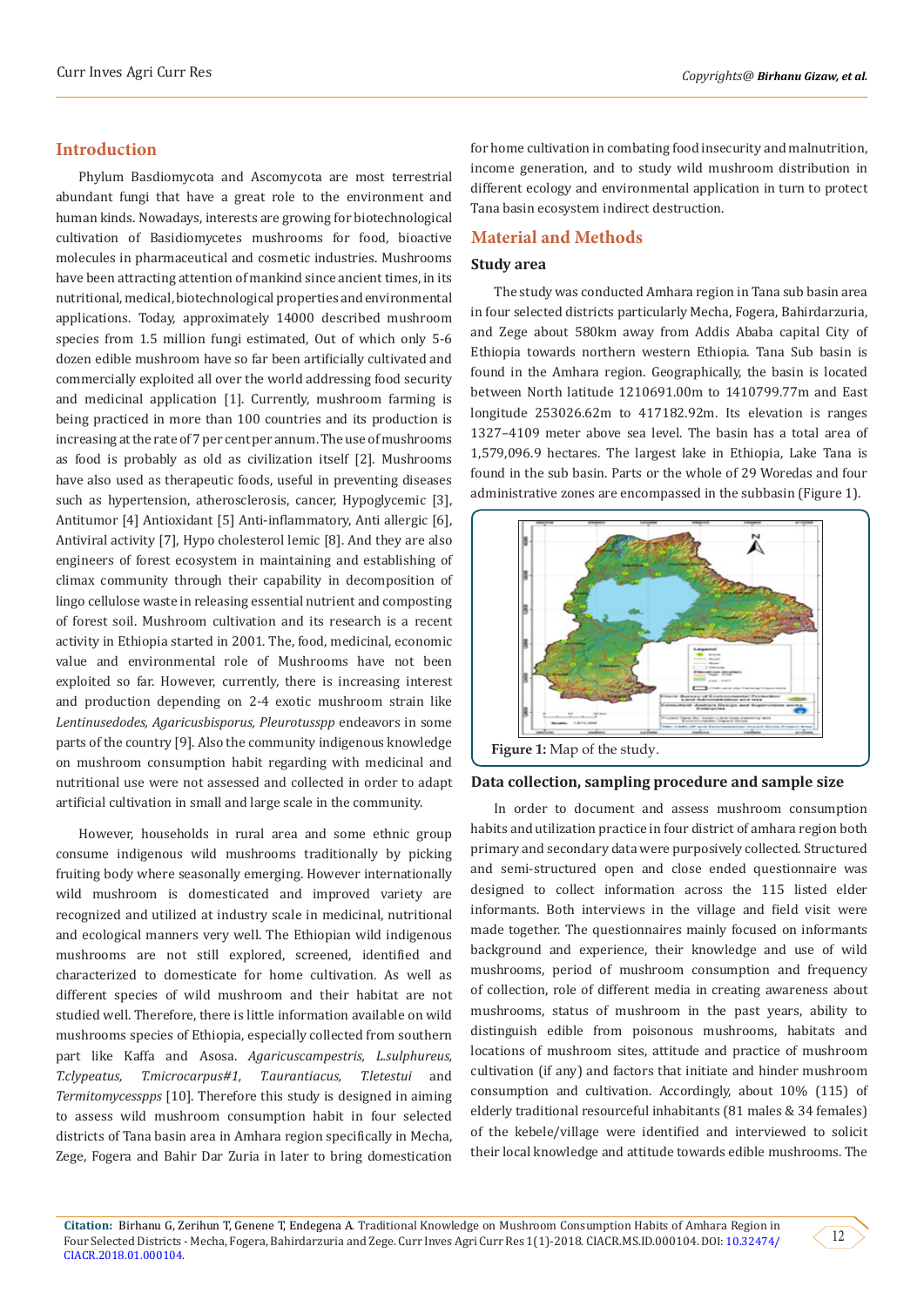## Introduction

Phylum Basdiomycota and Ascomycota are most terrestrial abundant fungi that have a great role to the environment and human kinds. Nowadays, interests are growing for biotechnological cultivation of Basidiomycetes mushrooms for food, bioactive molecules in pharmaceutical and cosmetic industries. Mushrooms have been attracting attention of mankind since ancient times, in its nutritional, medical, biotechnological properties and environmental applications. Today, approximately 14000 described mushroom species from 1.5 million fungi estimated, Out of which only 5-6 dozen edible mushroom have so far been artificially cultivated and commercially exploited all over the world addressing food security and medicinal application [1]. Currently, mushroom farming is being practiced in more than 100 countries and its production is increasing at the rate of 7 per cent per annum. The use of mushrooms as food is probably as old as civilization itself [2]. Mushrooms have also used as therapeutic foods, useful in preventing diseases such as hypertension, atherosclerosis, cancer, Hypoglycemic [3], Antitumor [4] Antioxidant [5] Anti-inflammatory, Anti allergic [6], Antiviral activity [7], Hypo cholesterol lemic [8]. And they are also engineers of forest ecosystem in maintaining and establishing of climax community through their capability in decomposition of lingo cellulose waste in releasing essential nutrient and composting of forest soil. Mushroom cultivation and its research is a recent activity in Ethiopia started in 2001. The, food, medicinal, economic value and environmental role of Mushrooms have not been exploited so far. However, currently, there is increasing interest and production depending on 2-4 exotic mushroom strain like *Lentinusedodes, Agaricusbisporus, Pleurotusspp* endeavors in some parts of the country [9]. Also the community indigenous knowledge on mushroom consumption habit regarding with medicinal and nutritional use were not assessed and collected in order to adapt artificial cultivation in small and large scale in the community.

However, households in rural area and some ethnic group consume indigenous wild mushrooms traditionally by picking fruiting body where seasonally emerging. However internationally wild mushroom is domesticated and improved variety are recognized and utilized at industry scale in medicinal, nutritional and ecological manners very well. The Ethiopian wild indigenous mushrooms are not still explored, screened, identified and characterized to domesticate for home cultivation. As well as different species of wild mushroom and their habitat are not studied well. Therefore, there is little information available on wild mushrooms species of Ethiopia, especially collected from southern part like Kaffa and Asosa. *Agaricuscampestris, L.sulphureus, T.clypeatus, T.microcarpus#1, T.aurantiacus, T.letestui* and *Termitomycesspps* [10]. Therefore this study is designed in aiming to assess wild mushroom consumption habit in four selected districts of Tana basin area in Amhara region specifically in Mecha, Zege, Fogera and Bahir Dar Zuria in later to bring domestication for home cultivation in combating food insecurity and malnutrition, income generation, and to study wild mushroom distribution in different ecology and environmental application in turn to protect Tana basin ecosystem indirect destruction.

## Material and Methods

### Study area

The study was conducted Amhara region in Tana sub basin area in four selected districts particularly Mecha, Fogera, Bahirdarzuria, and Zege about 580km away from Addis Ababa capital City of Ethiopia towards northern western Ethiopia. Tana Sub basin is found in the Amhara region. Geographically, the basin is located between North latitude 1210691.00m to 1410799.77m and East longitude 253026.62m to 417182.92m. Its elevation is ranges 1327–4109 meter above sea level. The basin has a total area of 1,579,096.9 hectares. The largest lake in Ethiopia, Lake Tana is found in the sub basin. Parts or the whole of 29 Woredas and four administrative zones are encompassed in the subbasin (Figure 1).

**Figure 1:** Map of the study.

### Data collection, sampling procedure and sample size

In order to document and assess mushroom consumption habits and utilization practice in four district of amhara region both primary and secondary data were purposively collected. Structured and semi-structured open and close ended questionnaire was designed to collect information across the 115 listed elder informants. Both interviews in the village and field visit were made together. The questionnaires mainly focused on informants background and experience, their knowledge and use of wild mushrooms, period of mushroom consumption and frequency of collection, role of different media in creating awareness about mushrooms, status of mushroom in the past years, ability to distinguish edible from poisonous mushrooms, habitats and locations of mushroom sites, attitude and practice of mushroom cultivation (if any) and factors that initiate and hinder mushroom consumption and cultivation. Accordingly, about 10% (115) of elderly traditional resourceful inhabitants (81 males & 34 females) of the kebele/village were identified and interviewed to solicit their local knowledge and attitude towards edible mushrooms. The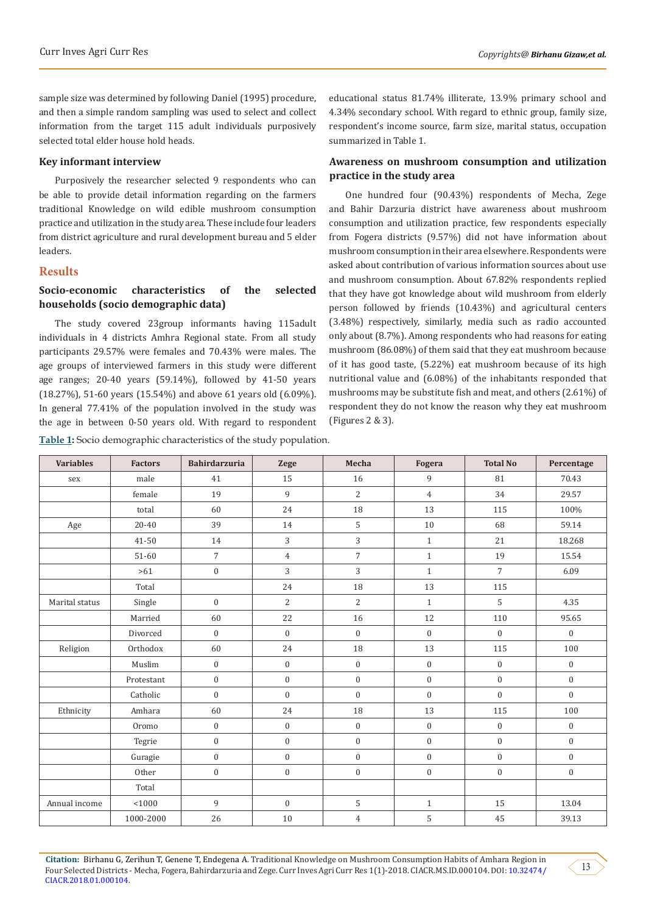sample size was determined by following Daniel (1995) procedure, and then a simple random sampling was used to select and collect information from the target 115 adult individuals purposively selected total elder house hold heads.

### Key informant interview

Purposively the researcher selected 9 respondents who can be able to provide detail information regarding on the farmers traditional Knowledge on wild edible mushroom consumption practice and utilization in the study area. These include four leaders from district agriculture and rural development bureau and 5 elder leaders.

## Results

### Socio-economic characteristics of the selected households (socio demographic data)

The study covered 23group informants having 115adult individuals in 4 districts Amhra Regional state. From all study participants 29.57% were females and 70.43% were males. The age groups of interviewed farmers in this study were different age ranges; 20-40 years (59.14%), followed by 41-50 years (18.27%), 51-60 years (15.54%) and above 61 years old (6.09%). In general 77.41% of the population involved in the study was the age in between 0-50 years old. With regard to respondent educational status 81.74% illiterate, 13.9% primary school and 4.34% secondary school. With regard to ethnic group, family size, respondent's income source, farm size, marital status, occupation summarized in Table 1.

### Awareness on mushroom consumption and utilization practice in the study area

One hundred four (90.43%) respondents of Mecha, Zege and Bahir Darzuria district have awareness about mushroom consumption and utilization practice, few respondents especially from Fogera districts (9.57%) did not have information about mushroom consumption in their area elsewhere. Respondents were asked about contribution of various information sources about use and mushroom consumption. About 67.82% respondents replied that they have got knowledge about wild mushroom from elderly person followed by friends (10.43%) and agricultural centers (3.48%) respectively, similarly, media such as radio accounted only about (8.7%). Among respondents who had reasons for eating mushroom (86.08%) of them said that they eat mushroom because of it has good taste, (5.22%) eat mushroom because of its high nutritional value and (6.08%) of the inhabitants responded that mushrooms may be substitute fish and meat, and others (2.61%) of respondent they do not know the reason why they eat mushroom (Figures 2 & 3).

**Table 1:** Socio demographic characteristics of the study population.

| Variables | Factors | Bahirdarzuria | Zege | Mecha | Fogera | Total No | Percentage |
|---|---|---|---|---|---|---|---|
| sex | male | 41 | 15 | 16 | 9 | 81 | 70.43 |
| | female | 19 | 9 | 2 | 4 | 34 | 29.57 |
| | total | 60 | 24 | 18 | 13 | 115 | 100% |
| Age | 20-40 | 39 | 14 | 5 | 10 | 68 | 59.14 |
| | 41-50 | 14 | 3 | 3 | 1 | 21 | 18.268 |
| | 51-60 | 7 | 4 | 7 | 1 | 19 | 15.54 |
| | >61 | 0 | 3 | 3 | 1 | 7 | 6.09 |
| | Total | | 24 | 18 | 13 | 115 | |
| Marital status | Single | 0 | 2 | 2 | 1 | 5 | 4.35 |
| | Married | 60 | 22 | 16 | 12 | 110 | 95.65 |
| | Divorced | 0 | 0 | 0 | 0 | 0 | 0 |
| Religion | Orthodox | 60 | 24 | 18 | 13 | 115 | 100 |
| | Muslim | 0 | 0 | 0 | 0 | 0 | 0 |
| | Protestant | 0 | 0 | 0 | 0 | 0 | 0 |
| | Catholic | 0 | 0 | 0 | 0 | 0 | 0 |
| Ethnicity | Amhara | 60 | 24 | 18 | 13 | 115 | 100 |
| | Oromo | 0 | 0 | 0 | 0 | 0 | 0 |
| | Tegrie | 0 | 0 | 0 | 0 | 0 | 0 |
| | Guragie | 0 | 0 | 0 | 0 | 0 | 0 |
| | Other | 0 | 0 | 0 | 0 | 0 | 0 |
| | Total | | | | | | |
| Annual income | <1000 | 9 | 0 | 5 | 1 | 15 | 13.04 |
| | 1000-2000 | 26 | 10 | 4 | 5 | 45 | 39.13 |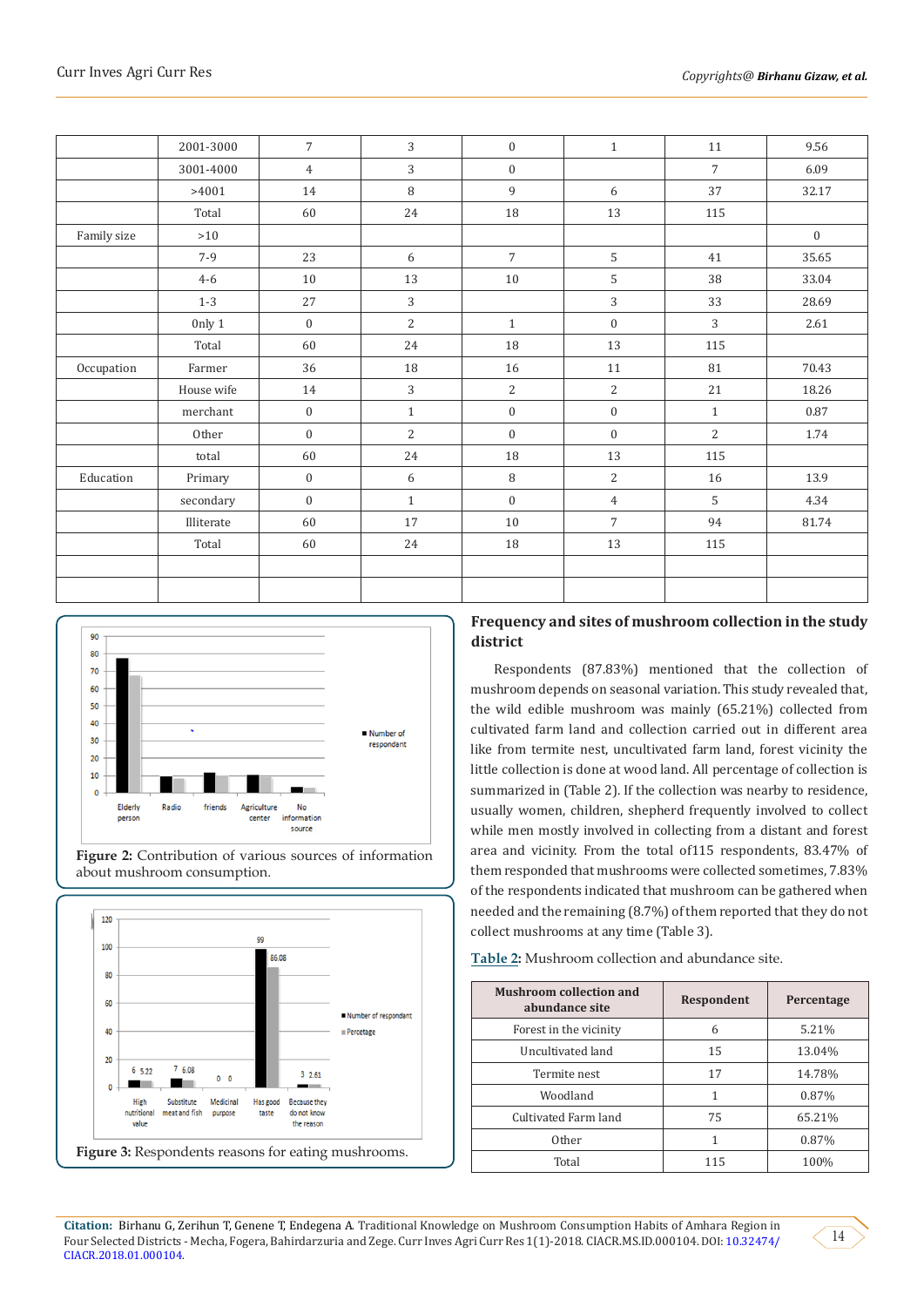|  | 2001-3000 | 7 | 3 | 0 | 1 | 11 | 9.56 |
|---|---|---|---|---|---|---|---|
|  | 3001-4000 | 4 | 3 | 0 |  | 7 | 6.09 |
|  | >4001 | 14 | 8 | 9 | 6 | 37 | 32.17 |
|  | Total | 60 | 24 | 18 | 13 | 115 |  |
| Family size | >10 |  |  |  |  |  | 0 |
|  | 7-9 | 23 | 6 | 7 | 5 | 41 | 35.65 |
|  | 4-6 | 10 | 13 | 10 | 5 | 38 | 33.04 |
|  | 1-3 | 27 | 3 |  | 3 | 33 | 28.69 |
|  | Only 1 | 0 | 2 | 1 | 0 | 3 | 2.61 |
|  | Total | 60 | 24 | 18 | 13 | 115 |  |
| Occupation | Farmer | 36 | 18 | 16 | 11 | 81 | 70.43 |
|  | House wife | 14 | 3 | 2 | 2 | 21 | 18.26 |
|  | merchant | 0 | 1 | 0 | 0 | 1 | 0.87 |
|  | Other | 0 | 2 | 0 | 0 | 2 | 1.74 |
|  | total | 60 | 24 | 18 | 13 | 115 |  |
| Education | Primary | 0 | 6 | 8 | 2 | 16 | 13.9 |
|  | secondary | 0 | 1 | 0 | 4 | 5 | 4.34 |
|  | Illiterate | 60 | 17 | 10 | 7 | 94 | 81.74 |
|  | Total | 60 | 24 | 18 | 13 | 115 |  |
|  |  |  |  |  |  |  |  |
|  |  |  |  |  |  |  |  |

**Figure 2:** Contribution of various sources of information about mushroom consumption.

**Figure 3:** Respondents reasons for eating mushrooms.

## Frequency and sites of mushroom collection in the study district

Respondents (87.83%) mentioned that the collection of mushroom depends on seasonal variation. This study revealed that, the wild edible mushroom was mainly (65.21%) collected from cultivated farm land and collection carried out in different area like from termite nest, uncultivated farm land, forest vicinity the little collection is done at wood land. All percentage of collection is summarized in (Table 2). If the collection was nearby to residence, usually women, children, shepherd frequently involved to collect while men mostly involved in collecting from a distant and forest area and vicinity. From the total of115 respondents, 83.47% of them responded that mushrooms were collected sometimes, 7.83% of the respondents indicated that mushroom can be gathered when needed and the remaining (8.7%) of them reported that they do not collect mushrooms at any time (Table 3).

**Table 2:** Mushroom collection and abundance site.

| Mushroom collection and abundance site | Respondent | Percentage |
|---|---|---|
| Forest in the vicinity | 6 | 5.21% |
| Uncultivated land | 15 | 13.04% |
| Termite nest | 17 | 14.78% |
| Woodland | 1 | 0.87% |
| Cultivated Farm land | 75 | 65.21% |
| Other | 1 | 0.87% |
| Total | 115 | 100% |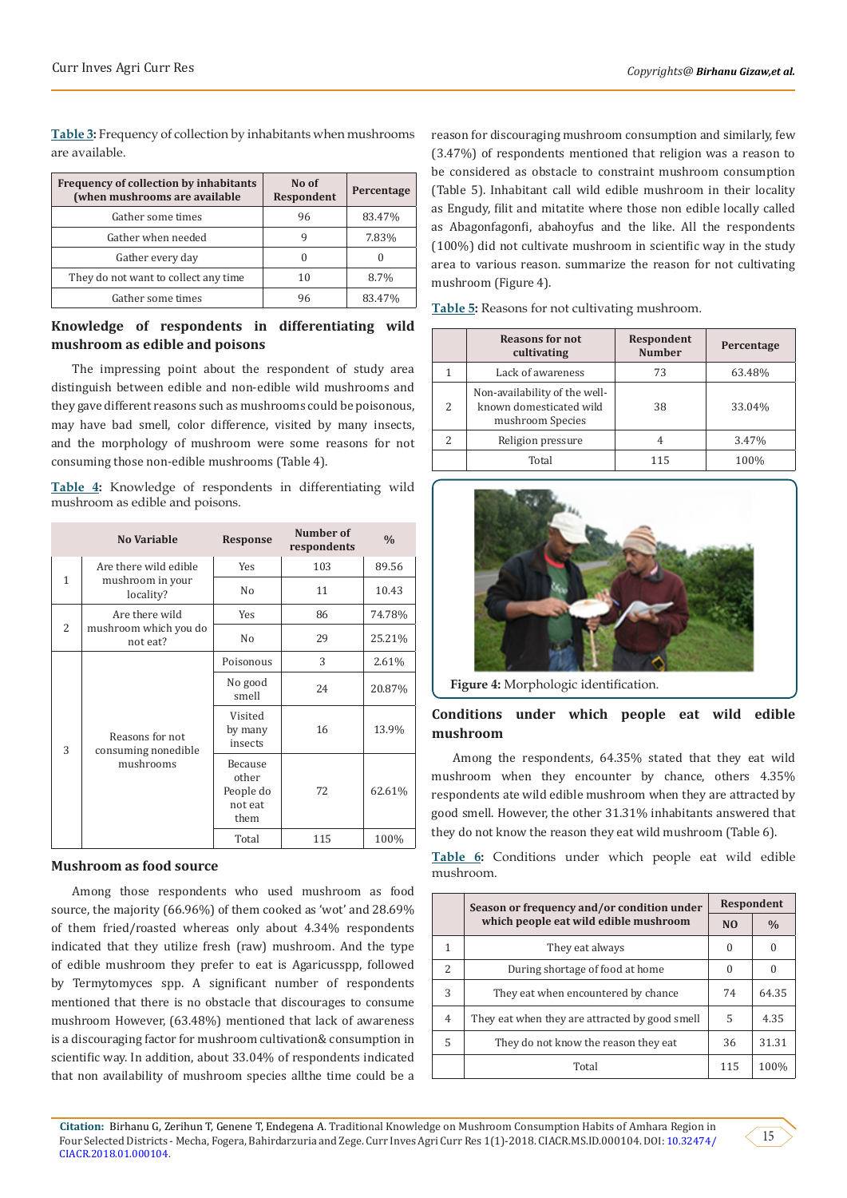**Table 3:** Frequency of collection by inhabitants when mushrooms are available.

| Frequency of collection by inhabitants (when mushrooms are available | No of Respondent | Percentage |
|---|---|---|
| Gather some times | 96 | 83.47% |
| Gather when needed | 9 | 7.83% |
| Gather every day | 0 | 0 |
| They do not want to collect any time | 10 | 8.7% |
| Gather some times | 96 | 83.47% |

## Knowledge of respondents in differentiating wild mushroom as edible and poisons

The impressing point about the respondent of study area distinguish between edible and non-edible wild mushrooms and they gave different reasons such as mushrooms could be poisonous, may have bad smell, color difference, visited by many insects, and the morphology of mushroom were some reasons for not consuming those non-edible mushrooms (Table 4).

**Table 4:** Knowledge of respondents in differentiating wild mushroom as edible and poisons.

| No | Variable | Response | Number of respondents | % |
|---|---|---|---|---|
| 1 | Are there wild edible mushroom in your locality? | Yes | 103 | 89.56 |
| | | No | 11 | 10.43 |
| 2 | Are there wild mushroom which you do not eat? | Yes | 86 | 74.78% |
| | | No | 29 | 25.21% |
| 3 | Reasons for not consuming nonedible mushrooms | Poisonous | 3 | 2.61% |
| | | No good smell | 24 | 20.87% |
| | | Visited by many insects | 16 | 13.9% |
| | | Because other People do not eat them | 72 | 62.61% |
| | | Total | 115 | 100% |

## Mushroom as food source

Among those respondents who used mushroom as food source, the majority (66.96%) of them cooked as 'wot' and 28.69% of them fried/roasted whereas only about 4.34% respondents indicated that they utilize fresh (raw) mushroom. And the type of edible mushroom they prefer to eat is Agaricusspp, followed by Termytomyces spp. A significant number of respondents mentioned that there is no obstacle that discourages to consume mushroom However, (63.48%) mentioned that lack of awareness is a discouraging factor for mushroom cultivation& consumption in scientific way. In addition, about 33.04% of respondents indicated that non availability of mushroom species allthe time could be a reason for discouraging mushroom consumption and similarly, few (3.47%) of respondents mentioned that religion was a reason to be considered as obstacle to constraint mushroom consumption (Table 5). Inhabitant call wild edible mushroom in their locality as Engudy, filit and mitatite where those non edible locally called as Abagonfagonfi, abahoyfus and the like. All the respondents (100%) did not cultivate mushroom in scientific way in the study area to various reason. summarize the reason for not cultivating mushroom (Figure 4).

**Table 5:** Reasons for not cultivating mushroom.

| | Reasons for not cultivating | Respondent Number | Percentage |
|---|---|---|---|
| 1 | Lack of awareness | 73 | 63.48% |
| 2 | Non-availability of the well-known domesticated wild mushroom Species | 38 | 33.04% |
| 2 | Religion pressure | 4 | 3.47% |
| | Total | 115 | 100% |

**Figure 4:** Morphologic identification.

## Conditions under which people eat wild edible mushroom

Among the respondents, 64.35% stated that they eat wild mushroom when they encounter by chance, others 4.35% respondents ate wild edible mushroom when they are attracted by good smell. However, the other 31.31% inhabitants answered that they do not know the reason they eat wild mushroom (Table 6).

**Table 6:** Conditions under which people eat wild edible mushroom.

| | Season or frequency and/or condition under which people eat wild edible mushroom | Respondent | |
|---|---|---|---|
| | | NO | % |
| 1 | They eat always | 0 | 0 |
| 2 | During shortage of food at home | 0 | 0 |
| 3 | They eat when encountered by chance | 74 | 64.35 |
| 4 | They eat when they are attracted by good smell | 5 | 4.35 |
| 5 | They do not know the reason they eat | 36 | 31.31 |
| | Total | 115 | 100% |

**Citation:** Birhanu G, Zerihun T, Genene T, Endegena A. Traditional Knowledge on Mushroom Consumption Habits of Amhara Region in Four Selected Districts - Mecha, Fogera, Bahirdarzuria and Zege. Curr Inves Agri Curr Res 1(1)-2018. CIACR.MS.ID.000104. DOI: 10.32474/CIACR.2018.01.000104.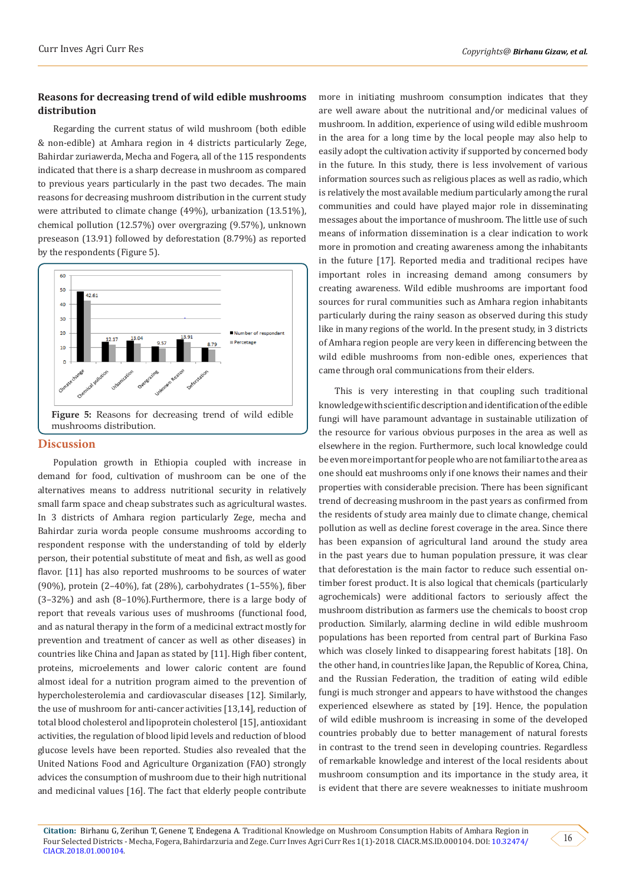### Reasons for decreasing trend of wild edible mushrooms distribution

Regarding the current status of wild mushroom (both edible & non-edible) at Amhara region in 4 districts particularly Zege, Bahirdar zuriawerda, Mecha and Fogera, all of the 115 respondents indicated that there is a sharp decrease in mushroom as compared to previous years particularly in the past two decades. The main reasons for decreasing mushroom distribution in the current study were attributed to climate change (49%), urbanization (13.51%), chemical pollution (12.57%) over overgrazing (9.57%), unknown preseason (13.91) followed by deforestation (8.79%) as reported by the respondents (Figure 5).

**Figure 5:** Reasons for decreasing trend of wild edible mushrooms distribution.

## Discussion

Population growth in Ethiopia coupled with increase in demand for food, cultivation of mushroom can be one of the alternatives means to address nutritional security in relatively small farm space and cheap substrates such as agricultural wastes. In 3 districts of Amhara region particularly Zege, mecha and Bahirdar zuria worda people consume mushrooms according to respondent response with the understanding of told by elderly person, their potential substitute of meat and fish, as well as good flavor. [11] has also reported mushrooms to be sources of water (90%), protein (2–40%), fat (28%), carbohydrates (1–55%), fiber (3–32%) and ash (8–10%).Furthermore, there is a large body of report that reveals various uses of mushrooms (functional food, and as natural therapy in the form of a medicinal extract mostly for prevention and treatment of cancer as well as other diseases) in countries like China and Japan as stated by [11]. High fiber content, proteins, microelements and lower caloric content are found almost ideal for a nutrition program aimed to the prevention of hypercholesterolemia and cardiovascular diseases [12]. Similarly, the use of mushroom for anti-cancer activities [13,14], reduction of total blood cholesterol and lipoprotein cholesterol [15], antioxidant activities, the regulation of blood lipid levels and reduction of blood glucose levels have been reported. Studies also revealed that the United Nations Food and Agriculture Organization (FAO) strongly advices the consumption of mushroom due to their high nutritional and medicinal values [16]. The fact that elderly people contribute more in initiating mushroom consumption indicates that they are well aware about the nutritional and/or medicinal values of mushroom. In addition, experience of using wild edible mushroom in the area for a long time by the local people may also help to easily adopt the cultivation activity if supported by concerned body in the future. In this study, there is less involvement of various information sources such as religious places as well as radio, which is relatively the most available medium particularly among the rural communities and could have played major role in disseminating messages about the importance of mushroom. The little use of such means of information dissemination is a clear indication to work more in promotion and creating awareness among the inhabitants in the future [17]. Reported media and traditional recipes have important roles in increasing demand among consumers by creating awareness. Wild edible mushrooms are important food sources for rural communities such as Amhara region inhabitants particularly during the rainy season as observed during this study like in many regions of the world. In the present study, in 3 districts of Amhara region people are very keen in differencing between the wild edible mushrooms from non-edible ones, experiences that came through oral communications from their elders.

This is very interesting in that coupling such traditional knowledge with scientific description and identification of the edible fungi will have paramount advantage in sustainable utilization of the resource for various obvious purposes in the area as well as elsewhere in the region. Furthermore, such local knowledge could be even more important for people who are not familiar to the area as one should eat mushrooms only if one knows their names and their properties with considerable precision. There has been significant trend of decreasing mushroom in the past years as confirmed from the residents of study area mainly due to climate change, chemical pollution as well as decline forest coverage in the area. Since there has been expansion of agricultural land around the study area in the past years due to human population pressure, it was clear that deforestation is the main factor to reduce such essential on-timber forest product. It is also logical that chemicals (particularly agrochemicals) were additional factors to seriously affect the mushroom distribution as farmers use the chemicals to boost crop production. Similarly, alarming decline in wild edible mushroom populations has been reported from central part of Burkina Faso which was closely linked to disappearing forest habitats [18]. On the other hand, in countries like Japan, the Republic of Korea, China, and the Russian Federation, the tradition of eating wild edible fungi is much stronger and appears to have withstood the changes experienced elsewhere as stated by [19]. Hence, the population of wild edible mushroom is increasing in some of the developed countries probably due to better management of natural forests in contrast to the trend seen in developing countries. Regardless of remarkable knowledge and interest of the local residents about mushroom consumption and its importance in the study area, it is evident that there are severe weaknesses to initiate mushroom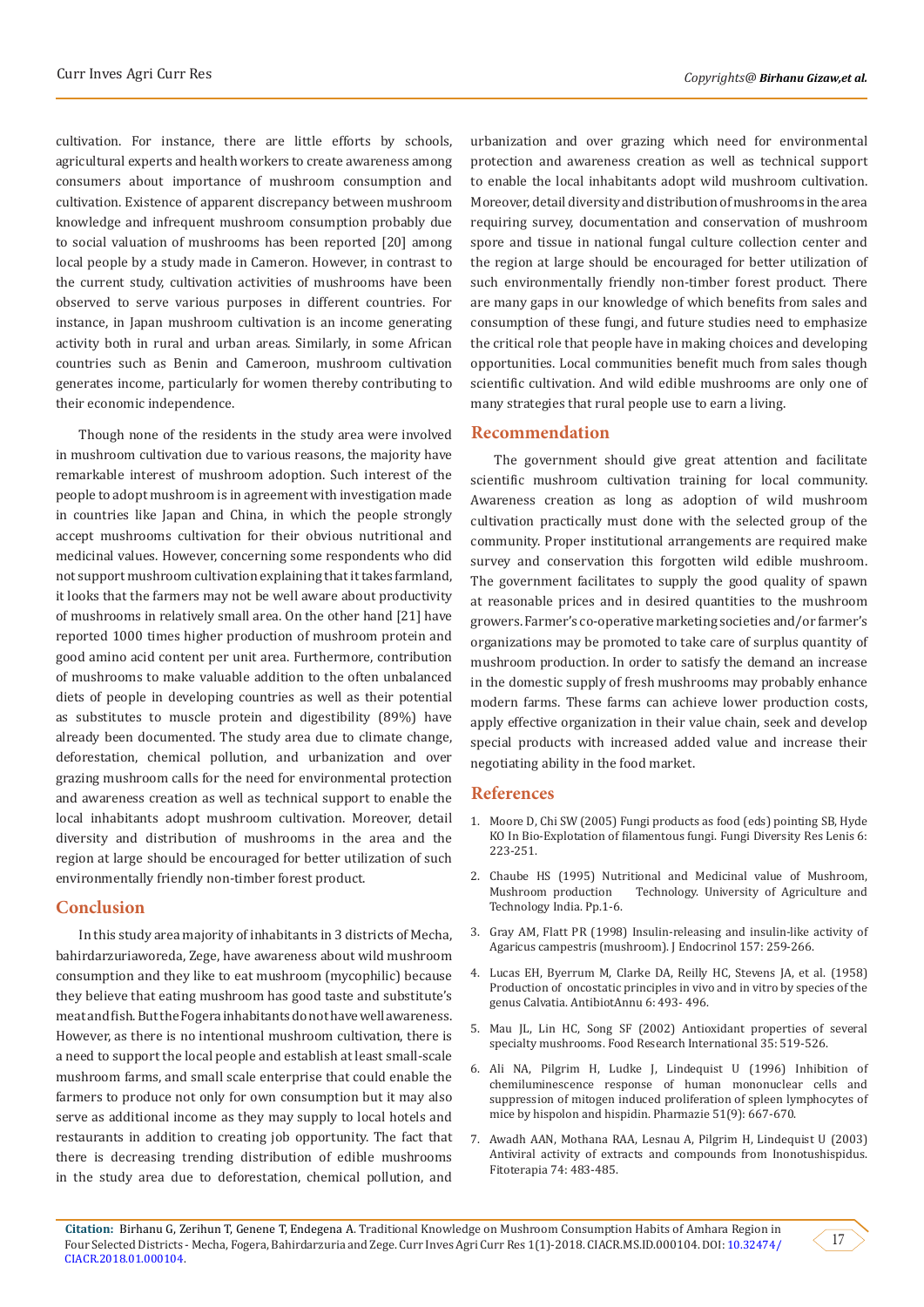cultivation. For instance, there are little efforts by schools, agricultural experts and health workers to create awareness among consumers about importance of mushroom consumption and cultivation. Existence of apparent discrepancy between mushroom knowledge and infrequent mushroom consumption probably due to social valuation of mushrooms has been reported [20] among local people by a study made in Cameron. However, in contrast to the current study, cultivation activities of mushrooms have been observed to serve various purposes in different countries. For instance, in Japan mushroom cultivation is an income generating activity both in rural and urban areas. Similarly, in some African countries such as Benin and Cameroon, mushroom cultivation generates income, particularly for women thereby contributing to their economic independence.

Though none of the residents in the study area were involved in mushroom cultivation due to various reasons, the majority have remarkable interest of mushroom adoption. Such interest of the people to adopt mushroom is in agreement with investigation made in countries like Japan and China, in which the people strongly accept mushrooms cultivation for their obvious nutritional and medicinal values. However, concerning some respondents who did not support mushroom cultivation explaining that it takes farmland, it looks that the farmers may not be well aware about productivity of mushrooms in relatively small area. On the other hand [21] have reported 1000 times higher production of mushroom protein and good amino acid content per unit area. Furthermore, contribution of mushrooms to make valuable addition to the often unbalanced diets of people in developing countries as well as their potential as substitutes to muscle protein and digestibility (89%) have already been documented. The study area due to climate change, deforestation, chemical pollution, and urbanization and over grazing mushroom calls for the need for environmental protection and awareness creation as well as technical support to enable the local inhabitants adopt mushroom cultivation. Moreover, detail diversity and distribution of mushrooms in the area and the region at large should be encouraged for better utilization of such environmentally friendly non-timber forest product.

## Conclusion

In this study area majority of inhabitants in 3 districts of Mecha, bahirdarzuriaworeda, Zege, have awareness about wild mushroom consumption and they like to eat mushroom (mycophilic) because they believe that eating mushroom has good taste and substitute's meat and fish. But the Fogera inhabitants do not have well awareness. However, as there is no intentional mushroom cultivation, there is a need to support the local people and establish at least small-scale mushroom farms, and small scale enterprise that could enable the farmers to produce not only for own consumption but it may also serve as additional income as they may supply to local hotels and restaurants in addition to creating job opportunity. The fact that there is decreasing trending distribution of edible mushrooms in the study area due to deforestation, chemical pollution, and urbanization and over grazing which need for environmental protection and awareness creation as well as technical support to enable the local inhabitants adopt wild mushroom cultivation. Moreover, detail diversity and distribution of mushrooms in the area requiring survey, documentation and conservation of mushroom spore and tissue in national fungal culture collection center and the region at large should be encouraged for better utilization of such environmentally friendly non-timber forest product. There are many gaps in our knowledge of which benefits from sales and consumption of these fungi, and future studies need to emphasize the critical role that people have in making choices and developing opportunities. Local communities benefit much from sales though scientific cultivation. And wild edible mushrooms are only one of many strategies that rural people use to earn a living.

## Recommendation

The government should give great attention and facilitate scientific mushroom cultivation training for local community. Awareness creation as long as adoption of wild mushroom cultivation practically must done with the selected group of the community. Proper institutional arrangements are required make survey and conservation this forgotten wild edible mushroom. The government facilitates to supply the good quality of spawn at reasonable prices and in desired quantities to the mushroom growers. Farmer's co-operative marketing societies and/or farmer's organizations may be promoted to take care of surplus quantity of mushroom production. In order to satisfy the demand an increase in the domestic supply of fresh mushrooms may probably enhance modern farms. These farms can achieve lower production costs, apply effective organization in their value chain, seek and develop special products with increased added value and increase their negotiating ability in the food market.

## References

1. Moore D, Chi SW (2005) Fungi products as food (eds) pointing SB, Hyde KO In Bio-Explotation of filamentous fungi. Fungi Diversity Res Lenis 6: 223-251.
2. Chaube HS (1995) Nutritional and Medicinal value of Mushroom, Mushroom production Technology. University of Agriculture and Technology India. Pp.1-6.
3. Gray AM, Flatt PR (1998) Insulin-releasing and insulin-like activity of Agaricus campestris (mushroom). J Endocrinol 157: 259-266.
4. Lucas EH, Byerrum M, Clarke DA, Reilly HC, Stevens JA, et al. (1958) Production of oncostatic principles in vivo and in vitro by species of the genus Calvatia. AntibiotAnnu 6: 493- 496.
5. Mau JL, Lin HC, Song SF (2002) Antioxidant properties of several specialty mushrooms. Food Research International 35: 519-526.
6. Ali NA, Pilgrim H, Ludke J, Lindequist U (1996) Inhibition of chemiluminescence response of human mononuclear cells and suppression of mitogen induced proliferation of spleen lymphocytes of mice by hispolon and hispidin. Pharmazie 51(9): 667-670.
7. Awadh AAN, Mothana RAA, Lesnau A, Pilgrim H, Lindequist U (2003) Antiviral activity of extracts and compounds from Inonotushispidus. Fitoterapia 74: 483-485.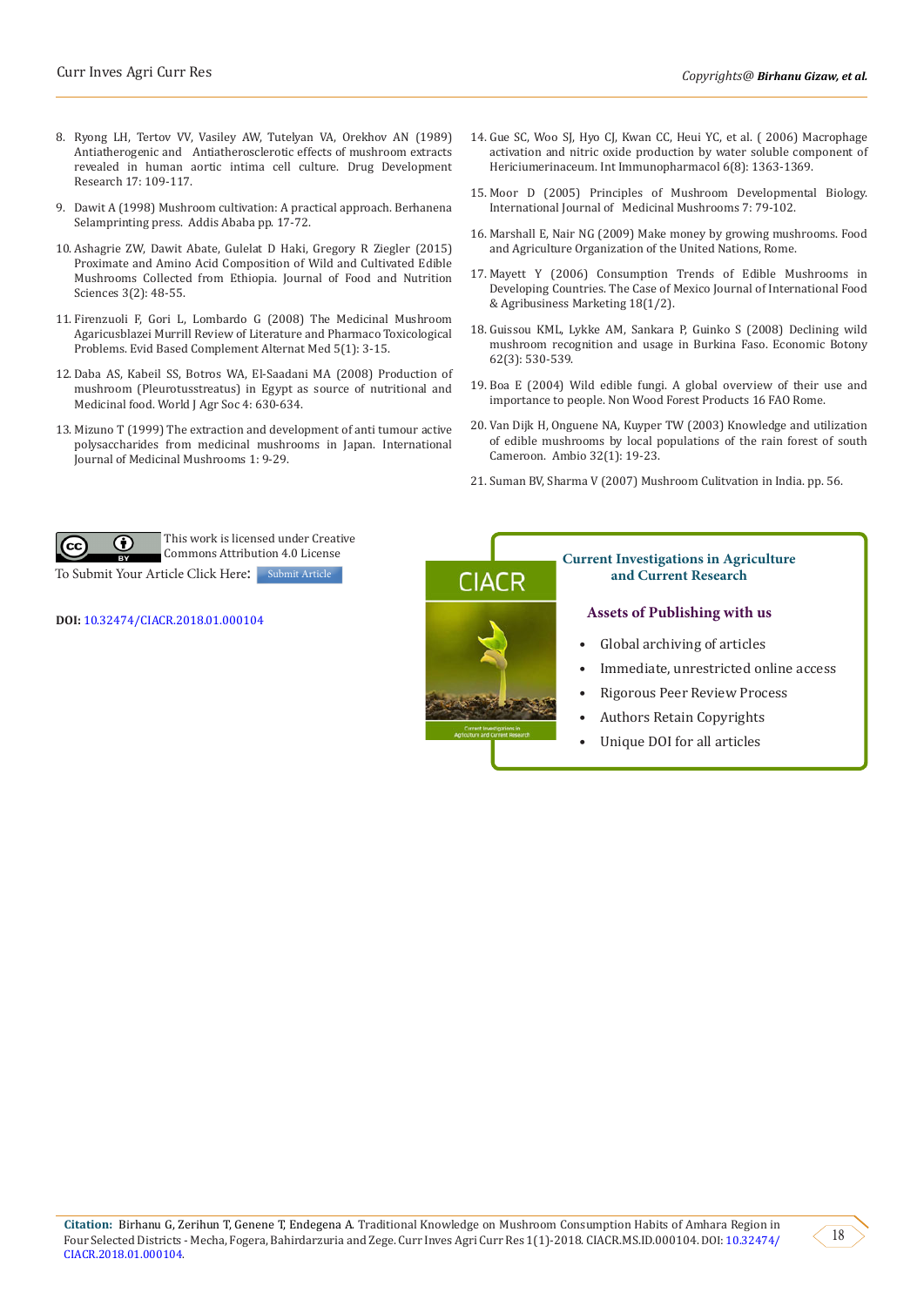8. Ryong LH, Tertov VV, Vasiley AW, Tutelyan VA, Orekhov AN (1989) Antiatherogenic and Antiatherosclerotic effects of mushroom extracts revealed in human aortic intima cell culture. Drug Development Research 17: 109-117.

9. Dawit A (1998) Mushroom cultivation: A practical approach. Berhanena Selamprinting press. Addis Ababa pp. 17-72.

10. Ashagrie ZW, Dawit Abate, Gulelat D Haki, Gregory R Ziegler (2015) Proximate and Amino Acid Composition of Wild and Cultivated Edible Mushrooms Collected from Ethiopia. Journal of Food and Nutrition Sciences 3(2): 48-55.

11. Firenzuoli F, Gori L, Lombardo G (2008) The Medicinal Mushroom Agaricusblazei Murrill Review of Literature and Pharmaco Toxicological Problems. Evid Based Complement Alternat Med 5(1): 3-15.

12. Daba AS, Kabeil SS, Botros WA, El-Saadani MA (2008) Production of mushroom (Pleurotusstreatus) in Egypt as source of nutritional and Medicinal food. World J Agr Soc 4: 630-634.

13. Mizuno T (1999) The extraction and development of anti tumour active polysaccharides from medicinal mushrooms in Japan. International Journal of Medicinal Mushrooms 1: 9-29.

14. Gue SC, Woo SJ, Hyo CJ, Kwan CC, Heui YC, et al. ( 2006) Macrophage activation and nitric oxide production by water soluble component of Hericiumerinaceum. Int Immunopharmacol 6(8): 1363-1369.

15. Moor D (2005) Principles of Mushroom Developmental Biology. International Journal of Medicinal Mushrooms 7: 79-102.

16. Marshall E, Nair NG (2009) Make money by growing mushrooms. Food and Agriculture Organization of the United Nations, Rome.

17. Mayett Y (2006) Consumption Trends of Edible Mushrooms in Developing Countries. The Case of Mexico Journal of International Food & Agribusiness Marketing 18(1/2).

18. Guissou KML, Lykke AM, Sankara P, Guinko S (2008) Declining wild mushroom recognition and usage in Burkina Faso. Economic Botony 62(3): 530-539.

19. Boa E (2004) Wild edible fungi. A global overview of their use and importance to people. Non Wood Forest Products 16 FAO Rome.

20. Van Dijk H, Onguene NA, Kuyper TW (2003) Knowledge and utilization of edible mushrooms by local populations of the rain forest of south Cameroon. Ambio 32(1): 19-23.

21. Suman BV, Sharma V (2007) Mushroom Culitvation in India. pp. 56.

This work is licensed under Creative Commons Attribution 4.0 License

To Submit Your Article Click Here: Submit Article

**DOI:** 10.32474/CIACR.2018.01.000104

**Current Investigations in Agriculture and Current Research**

**Assets of Publishing with us**

- Global archiving of articles
- Immediate, unrestricted online access
- Rigorous Peer Review Process
- Authors Retain Copyrights
- Unique DOI for all articles

**Citation:** Birhanu G, Zerihun T, Genene T, Endegena A. Traditional Knowledge on Mushroom Consumption Habits of Amhara Region in Four Selected Districts - Mecha, Fogera, Bahirdarzuria and Zege. Curr Inves Agri Curr Res 1(1)-2018. CIACR.MS.ID.000104. DOI: 10.32474/CIACR.2018.01.000104.